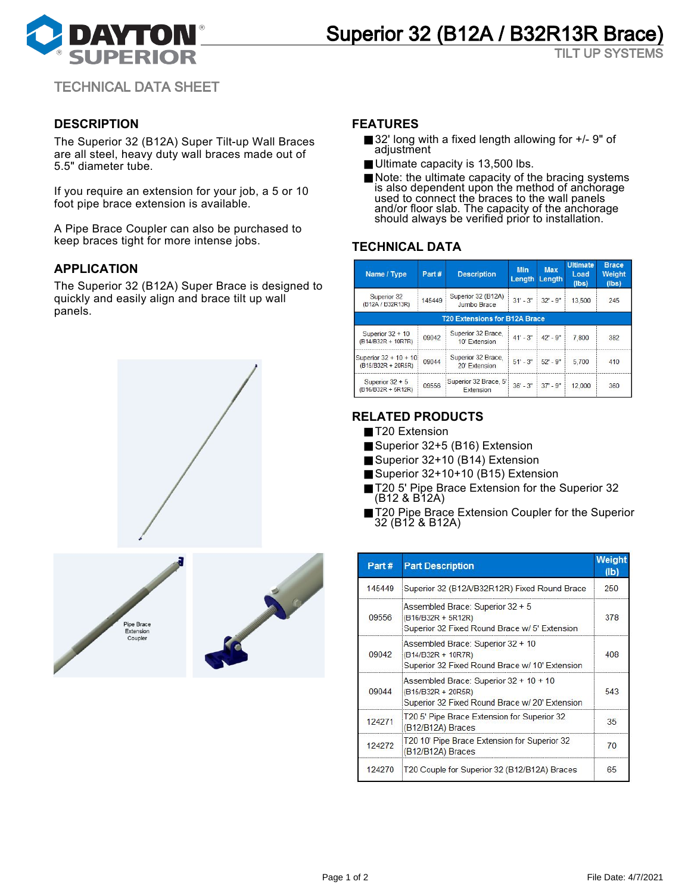# Superior 32 (B12A / B32R13R Brace)

TILT UP SYSTEMS

TECHNICAL DATA SHEET

## DESCRIPTION

The Superior 32 (B12A) Super Tilt-up Wall Braces are all steel, heavy duty wall braces made out of 5.5" diameter tube.

If you require an extension for your job, a 5 or 10 foot pipe brace extension is available.

A Pipe Brace Coupler can also be purchased to keep braces tight for more intense jobs.

## APPLICATION

The Superior 32 (B12A) Super Brace is designed to quickly and easily align and brace tilt up wall panels.

Pipe Brace Extension Coupler

## FEATURES

- 32' long with a fixed length allowing for +/- 9" of adjustment
- Ultimate capacity is 13,500 lbs.
- Note: the ultimate capacity of the bracing systems is also dependent upon the method of anchorage used to connect the braces to the wall panels and/or floor slab. The capacity of the anchorage should always be verified prior to installation.

## TECHNICAL DATA

| Name / Type | Part # | Description | Min Length | Max Length | Ultimate Load (lbs) | Brace Weight (lbs) |
|---|---|---|---|---|---|---|
| Superior 32 (B12A / B32R13R) | 145449 | Superior 32 (B12A) Jumbo Brace | 31' - 3" | 32' - 9" | 13,500 | 245 |
| T20 Extensions for B12A Brace | | | | | | |
| Superior 32 + 10 (B14/B32R + 10R7R) | 09042 | Superior 32 Brace, 10' Extension | 41' - 3" | 42' - 9" | 7,800 | 382 |
| Superior 32 + 10 + 10 (B15/B32R + 20R5R) | 09044 | Superior 32 Brace, 20' Extension | 51' - 3" | 52' - 9" | 5,700 | 410 |
| Superior 32 + 5 (B16/B32R + 5R12R) | 09556 | Superior 32 Brace, 5' Extension | 36' - 3" | 37' - 9" | 12,000 | 360 |

## RELATED PRODUCTS

- T20 Extension
- Superior 32+5 (B16) Extension
- Superior 32+10 (B14) Extension
- Superior 32+10+10 (B15) Extension
- T20 5' Pipe Brace Extension for the Superior 32 (B12 & B12A)
- T20 Pipe Brace Extension Coupler for the Superior 32 (B12 & B12A)

| Part # | Part Description | Weight (lb) |
|---|---|---|
| 145449 | Superior 32 (B12A/B32R12R) Fixed Round Brace | 250 |
| 09556 | Assembled Brace: Superior 32 + 5 (B16/B32R + 5R12R) Superior 32 Fixed Round Brace w/ 5' Extension | 378 |
| 09042 | Assembled Brace: Superior 32 + 10 (B14/B32R + 10R7R) Superior 32 Fixed Round Brace w/ 10' Extension | 408 |
| 09044 | Assembled Brace: Superior 32 + 10 + 10 (B15/B32R + 20R5R) Superior 32 Fixed Round Brace w/ 20' Extension | 543 |
| 124271 | T20 5' Pipe Brace Extension for Superior 32 (B12/B12A) Braces | 35 |
| 124272 | T20 10' Pipe Brace Extension for Superior 32 (B12/B12A) Braces | 70 |
| 124270 | T20 Couple for Superior 32 (B12/B12A) Braces | 65 |

File Date: 4/7/2021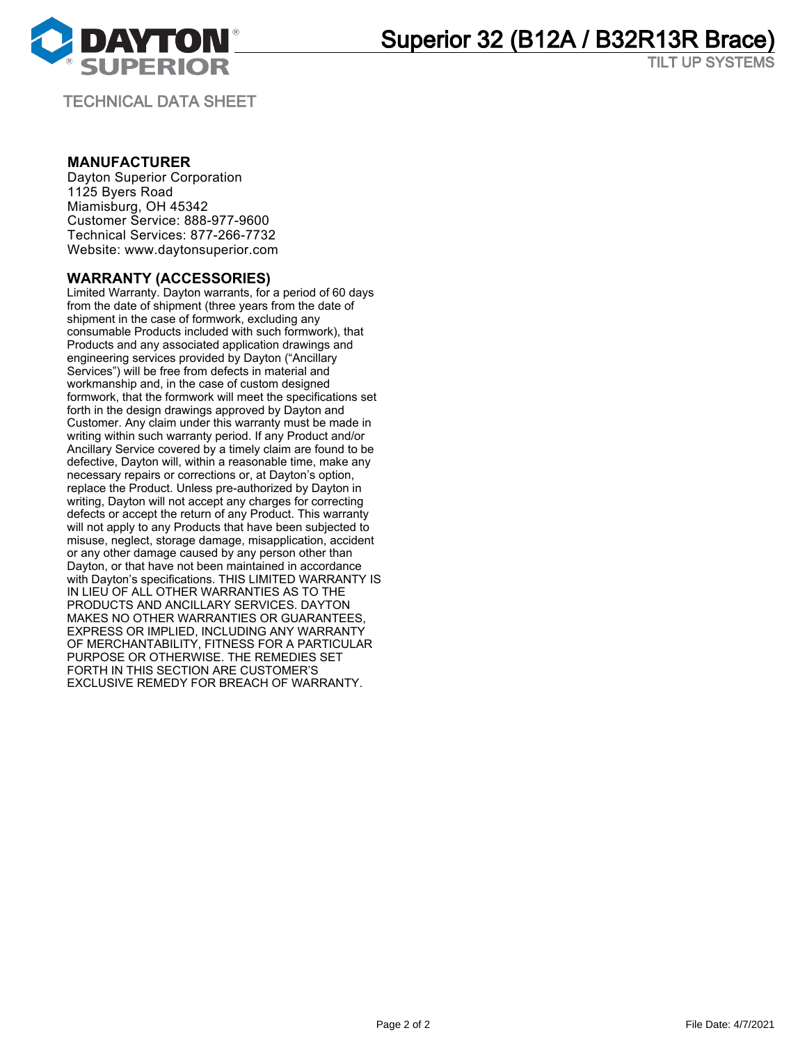# Superior 32 (B12A / B32R13R Brace)

TILT UP SYSTEMS

TECHNICAL DATA SHEET

## MANUFACTURER

Dayton Superior Corporation
1125 Byers Road
Miamisburg, OH 45342
Customer Service: 888-977-9600
Technical Services: 877-266-7732
Website: www.daytonsuperior.com

## WARRANTY (ACCESSORIES)

Limited Warranty. Dayton warrants, for a period of 60 days from the date of shipment (three years from the date of shipment in the case of formwork, excluding any consumable Products included with such formwork), that Products and any associated application drawings and engineering services provided by Dayton ("Ancillary Services") will be free from defects in material and workmanship and, in the case of custom designed formwork, that the formwork will meet the specifications set forth in the design drawings approved by Dayton and Customer. Any claim under this warranty must be made in writing within such warranty period. If any Product and/or Ancillary Service covered by a timely claim are found to be defective, Dayton will, within a reasonable time, make any necessary repairs or corrections or, at Dayton's option, replace the Product. Unless pre-authorized by Dayton in writing, Dayton will not accept any charges for correcting defects or accept the return of any Product. This warranty will not apply to any Products that have been subjected to misuse, neglect, storage damage, misapplication, accident or any other damage caused by any person other than Dayton, or that have not been maintained in accordance with Dayton's specifications. THIS LIMITED WARRANTY IS IN LIEU OF ALL OTHER WARRANTIES AS TO THE PRODUCTS AND ANCILLARY SERVICES. DAYTON MAKES NO OTHER WARRANTIES OR GUARANTEES, EXPRESS OR IMPLIED, INCLUDING ANY WARRANTY OF MERCHANTABILITY, FITNESS FOR A PARTICULAR PURPOSE OR OTHERWISE. THE REMEDIES SET FORTH IN THIS SECTION ARE CUSTOMER'S EXCLUSIVE REMEDY FOR BREACH OF WARRANTY.

File Date: 4/7/2021